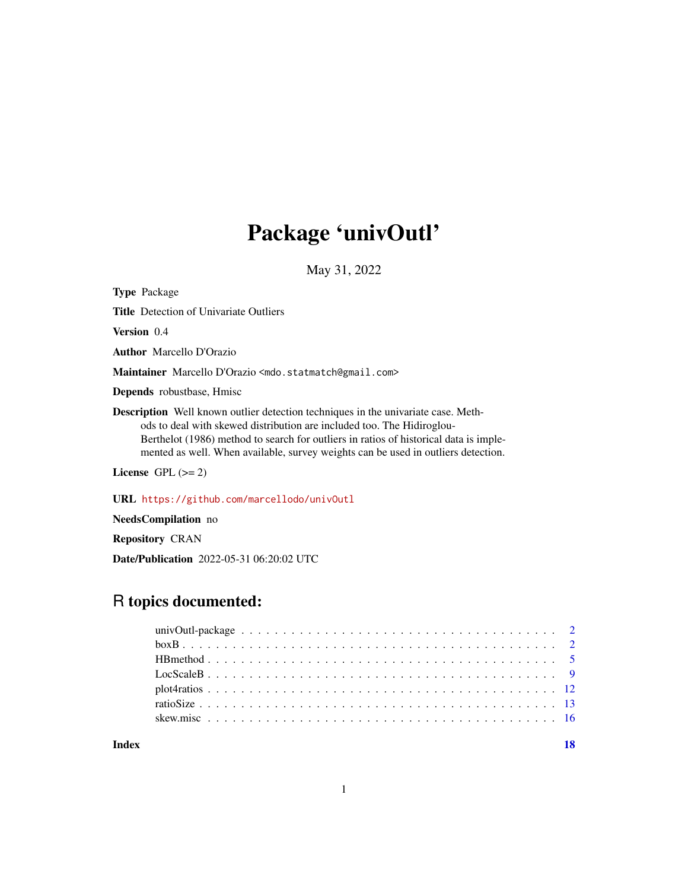# Package 'univOutl'

May 31, 2022

**Type** Package

**Title** Detection of Univariate Outliers

**Version** 0.4

**Author** Marcello D'Orazio

**Maintainer** Marcello D'Orazio <mdo.statmatch@gmail.com>

**Depends** robustbase, Hmisc

**Description** Well known outlier detection techniques in the univariate case. Methods to deal with skewed distribution are included too. The Hidiroglou-Berthelot (1986) method to search for outliers in ratios of historical data is implemented as well. When available, survey weights can be used in outliers detection.

**License** GPL (>= 2)

**URL** https://github.com/marcellodo/univOutl

**NeedsCompilation** no

**Repository** CRAN

**Date/Publication** 2022-05-31 06:20:02 UTC

## R topics documented:

| | |
|---|---|
| univOutl-package | 2 |
| boxB | 2 |
| HBmethod | 5 |
| LocScaleB | 9 |
| plot4ratios | 12 |
| ratioSize | 13 |
| skew.misc | 16 |
| **Index** | **18** |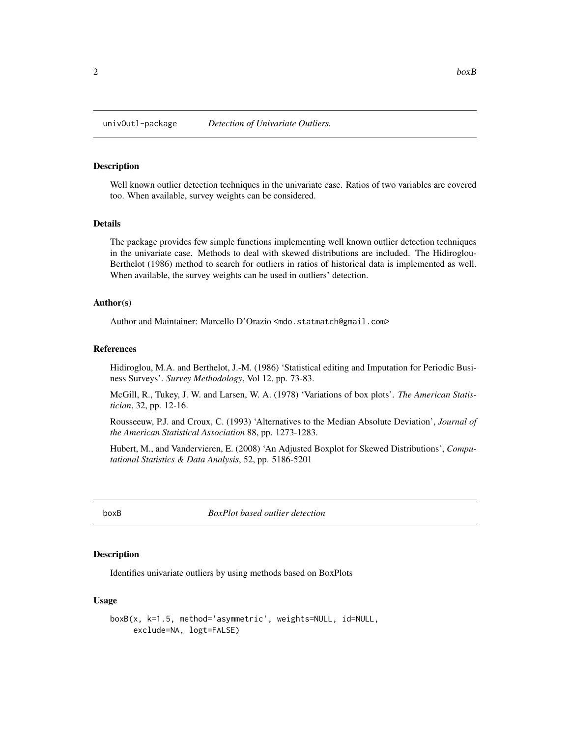## univOutl-package — *Detection of Univariate Outliers.*

### Description

Well known outlier detection techniques in the univariate case. Ratios of two variables are covered too. When available, survey weights can be considered.

### Details

The package provides few simple functions implementing well known outlier detection techniques in the univariate case. Methods to deal with skewed distributions are included. The Hidiroglou-Berthelot (1986) method to search for outliers in ratios of historical data is implemented as well. When available, the survey weights can be used in outliers' detection.

### Author(s)

Author and Maintainer: Marcello D'Orazio <mdo.statmatch@gmail.com>

### References

Hidiroglou, M.A. and Berthelot, J.-M. (1986) 'Statistical editing and Imputation for Periodic Business Surveys'. *Survey Methodology*, Vol 12, pp. 73-83.

McGill, R., Tukey, J. W. and Larsen, W. A. (1978) 'Variations of box plots'. *The American Statistician*, 32, pp. 12-16.

Rousseeuw, P.J. and Croux, C. (1993) 'Alternatives to the Median Absolute Deviation', *Journal of the American Statistical Association* 88, pp. 1273-1283.

Hubert, M., and Vandervieren, E. (2008) 'An Adjusted Boxplot for Skewed Distributions', *Computational Statistics & Data Analysis*, 52, pp. 5186-5201

## boxB — *BoxPlot based outlier detection*

### Description

Identifies univariate outliers by using methods based on BoxPlots

### Usage

```
boxB(x, k=1.5, method='asymmetric', weights=NULL, id=NULL,
     exclude=NA, logt=FALSE)
```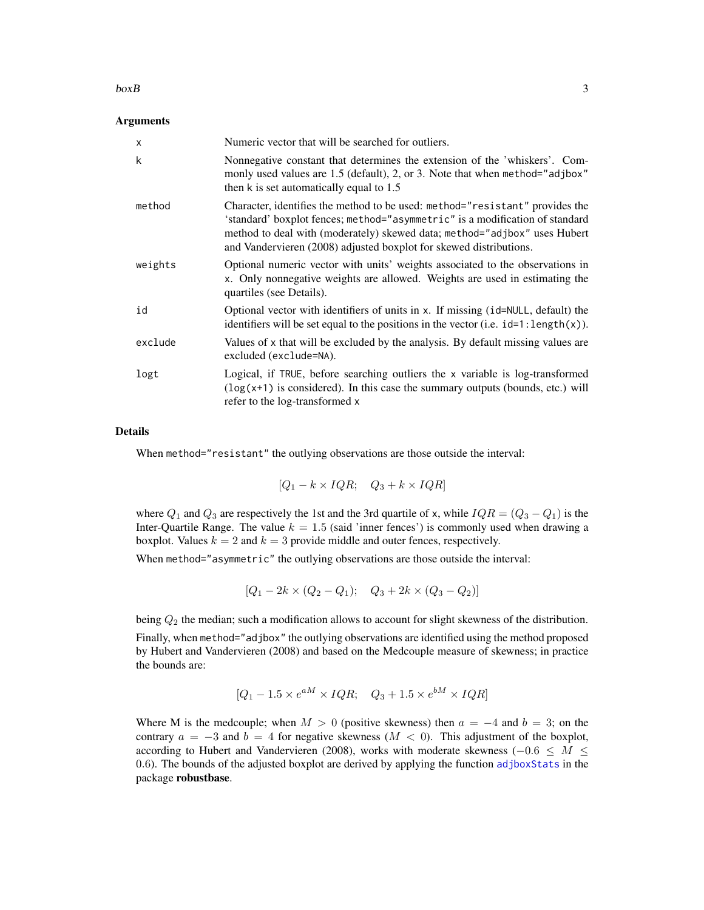## Arguments

| | |
|---|---|
| `x` | Numeric vector that will be searched for outliers. |
| `k` | Nonnegative constant that determines the extension of the 'whiskers'. Commonly used values are 1.5 (default), 2, or 3. Note that when `method="adjbox"` then `k` is set automatically equal to 1.5 |
| `method` | Character, identifies the method to be used: `method="resistant"` provides the 'standard' boxplot fences; `method="asymmetric"` is a modification of standard method to deal with (moderately) skewed data; `method="adjbox"` uses Hubert and Vandervieren (2008) adjusted boxplot for skewed distributions. |
| `weights` | Optional numeric vector with units' weights associated to the observations in `x`. Only nonnegative weights are allowed. Weights are used in estimating the quartiles (see Details). |
| `id` | Optional vector with identifiers of units in `x`. If missing (`id=NULL`, default) the identifiers will be set equal to the positions in the vector (i.e. `id=1:length(x)`). |
| `exclude` | Values of `x` that will be excluded by the analysis. By default missing values are excluded (`exclude=NA`). |
| `logt` | Logical, if `TRUE`, before searching outliers the `x` variable is log-transformed (`log(x+1)` is considered). In this case the summary outputs (bounds, etc.) will refer to the log-transformed `x` |

## Details

When `method="resistant"` the outlying observations are those outside the interval:

$$[Q_1 - k \times IQR; \quad Q_3 + k \times IQR]$$

where $Q_1$ and $Q_3$ are respectively the 1st and the 3rd quartile of `x`, while $IQR = (Q_3 - Q_1)$ is the Inter-Quartile Range. The value $k = 1.5$ (said 'inner fences') is commonly used when drawing a boxplot. Values $k = 2$ and $k = 3$ provide middle and outer fences, respectively.

When `method="asymmetric"` the outlying observations are those outside the interval:

$$[Q_1 - 2k \times (Q_2 - Q_1); \quad Q_3 + 2k \times (Q_3 - Q_2)]$$

being $Q_2$ the median; such a modification allows to account for slight skewness of the distribution.

Finally, when `method="adjbox"` the outlying observations are identified using the method proposed by Hubert and Vandervieren (2008) and based on the Medcouple measure of skewness; in practice the bounds are:

$$[Q_1 - 1.5 \times e^{aM} \times IQR; \quad Q_3 + 1.5 \times e^{bM} \times IQR]$$

Where M is the medcouple; when $M > 0$ (positive skewness) then $a = -4$ and $b = 3$; on the contrary $a = -3$ and $b = 4$ for negative skewness ($M < 0$). This adjustment of the boxplot, according to Hubert and Vandervieren (2008), works with moderate skewness ($-0.6 \leq M \leq 0.6$). The bounds of the adjusted boxplot are derived by applying the function `adjboxStats` in the package **robustbase**.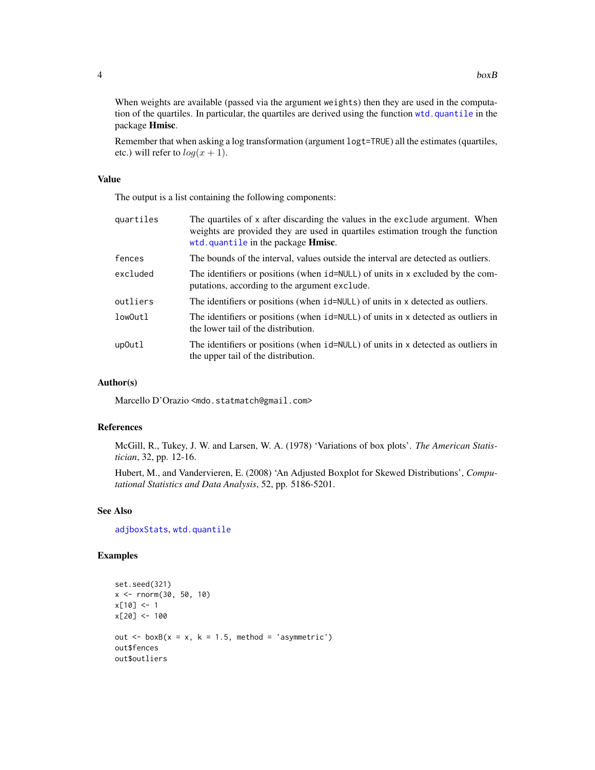When weights are available (passed via the argument `weights`) then they are used in the computation of the quartiles. In particular, the quartiles are derived using the function `wtd.quantile` in the package **Hmisc**.

Remember that when asking a log transformation (argument `logt=TRUE`) all the estimates (quartiles, etc.) will refer to $log(x + 1)$.

## Value

The output is a list containing the following components:

- `quartiles` — The quartiles of `x` after discarding the values in the `exclude` argument. When weights are provided they are used in quartiles estimation trough the function `wtd.quantile` in the package **Hmisc**.
- `fences` — The bounds of the interval, values outside the interval are detected as outliers.
- `excluded` — The identifiers or positions (when `id=NULL`) of units in `x` excluded by the computations, according to the argument `exclude`.
- `outliers` — The identifiers or positions (when `id=NULL`) of units in `x` detected as outliers.
- `lowOutl` — The identifiers or positions (when `id=NULL`) of units in `x` detected as outliers in the lower tail of the distribution.
- `upOutl` — The identifiers or positions (when `id=NULL`) of units in `x` detected as outliers in the upper tail of the distribution.

## Author(s)

Marcello D'Orazio <mdo.statmatch@gmail.com>

## References

McGill, R., Tukey, J. W. and Larsen, W. A. (1978) 'Variations of box plots'. *The American Statistician*, 32, pp. 12-16.

Hubert, M., and Vandervieren, E. (2008) 'An Adjusted Boxplot for Skewed Distributions', *Computational Statistics and Data Analysis*, 52, pp. 5186-5201.

## See Also

`adjboxStats`, `wtd.quantile`

## Examples

```
set.seed(321)
x <- rnorm(30, 50, 10)
x[10] <- 1
x[20] <- 100

out <- boxB(x = x, k = 1.5, method = 'asymmetric')
out$fences
out$outliers
```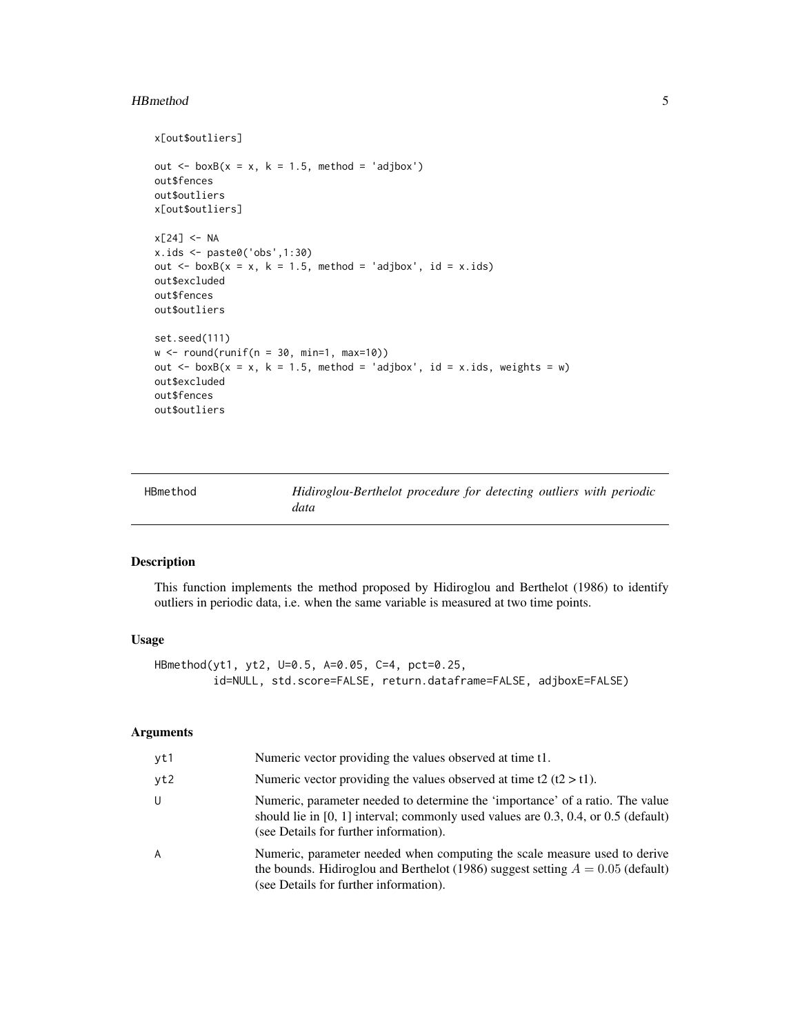```
x[out$outliers]

out <- boxB(x = x, k = 1.5, method = 'adjbox')
out$fences
out$outliers
x[out$outliers]

x[24] <- NA
x.ids <- paste0('obs',1:30)
out <- boxB(x = x, k = 1.5, method = 'adjbox', id = x.ids)
out$excluded
out$fences
out$outliers

set.seed(111)
w <- round(runif(n = 30, min=1, max=10))
out <- boxB(x = x, k = 1.5, method = 'adjbox', id = x.ids, weights = w)
out$excluded
out$fences
out$outliers
```

## HBmethod — *Hidiroglou-Berthelot procedure for detecting outliers with periodic data*

### Description

This function implements the method proposed by Hidiroglou and Berthelot (1986) to identify outliers in periodic data, i.e. when the same variable is measured at two time points.

### Usage

```
HBmethod(yt1, yt2, U=0.5, A=0.05, C=4, pct=0.25,
         id=NULL, std.score=FALSE, return.dataframe=FALSE, adjboxE=FALSE)
```

### Arguments

| | |
|---|---|
| yt1 | Numeric vector providing the values observed at time t1. |
| yt2 | Numeric vector providing the values observed at time t2 (t2 > t1). |
| U | Numeric, parameter needed to determine the 'importance' of a ratio. The value should lie in [0, 1] interval; commonly used values are 0.3, 0.4, or 0.5 (default) (see Details for further information). |
| A | Numeric, parameter needed when computing the scale measure used to derive the bounds. Hidiroglou and Berthelot (1986) suggest setting $A = 0.05$ (default) (see Details for further information). |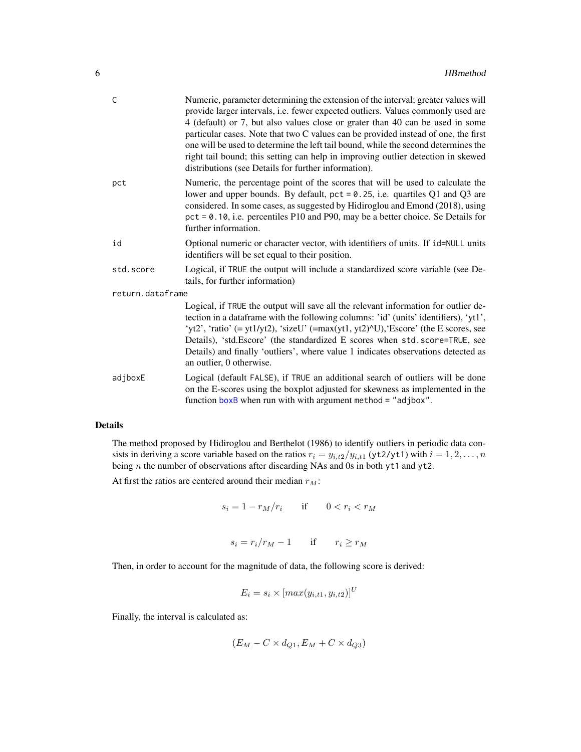| | |
|---|---|
| `C` | Numeric, parameter determining the extension of the interval; greater values will provide larger intervals, i.e. fewer expected outliers. Values commonly used are 4 (default) or 7, but also values close or grater than 40 can be used in some particular cases. Note that two C values can be provided instead of one, the first one will be used to determine the left tail bound, while the second determines the right tail bound; this setting can help in improving outlier detection in skewed distributions (see Details for further information). |
| `pct` | Numeric, the percentage point of the scores that will be used to calculate the lower and upper bounds. By default, `pct = 0.25`, i.e. quartiles Q1 and Q3 are considered. In some cases, as suggested by Hidiroglou and Emond (2018), using `pct = 0.10`, i.e. percentiles P10 and P90, may be a better choice. Se Details for further information. |
| `id` | Optional numeric or character vector, with identifiers of units. If `id=NULL` units identifiers will be set equal to their position. |
| `std.score` | Logical, if `TRUE` the output will include a standardized score variable (see Details, for further information) |
| `return.dataframe` | Logical, if `TRUE` the output will save all the relevant information for outlier detection in a dataframe with the following columns: 'id' (units' identifiers), 'yt1', 'yt2', 'ratio' (= yt1/yt2), 'sizeU' (=max(yt1, yt2)^U),'Escore' (the E scores, see Details), 'std.Escore' (the standardized E scores when `std.score=TRUE`, see Details) and finally 'outliers', where value 1 indicates observations detected as an outlier, 0 otherwise. |
| `adjboxE` | Logical (default `FALSE`), if `TRUE` an additional search of outliers will be done on the E-scores using the boxplot adjusted for skewness as implemented in the function `boxB` when run with with argument `method = "adjbox"`. |

## Details

The method proposed by Hidiroglou and Berthelot (1986) to identify outliers in periodic data consists in deriving a score variable based on the ratios $r_i = y_{i,t2}/y_{i,t1}$ (`yt2/yt1`) with $i = 1, 2, \ldots, n$ being $n$ the number of observations after discarding NAs and 0s in both `yt1` and `yt2`.

At first the ratios are centered around their median $r_M$:

$$s_i = 1 - r_M/r_i \qquad \text{if} \qquad 0 < r_i < r_M$$

$$s_i = r_i/r_M - 1 \qquad \text{if} \qquad r_i \geq r_M$$

Then, in order to account for the magnitude of data, the following score is derived:

$$E_i = s_i \times [max(y_{i,t1}, y_{i,t2})]^U$$

Finally, the interval is calculated as:

$$(E_M - C \times d_{Q1}, E_M + C \times d_{Q3})$$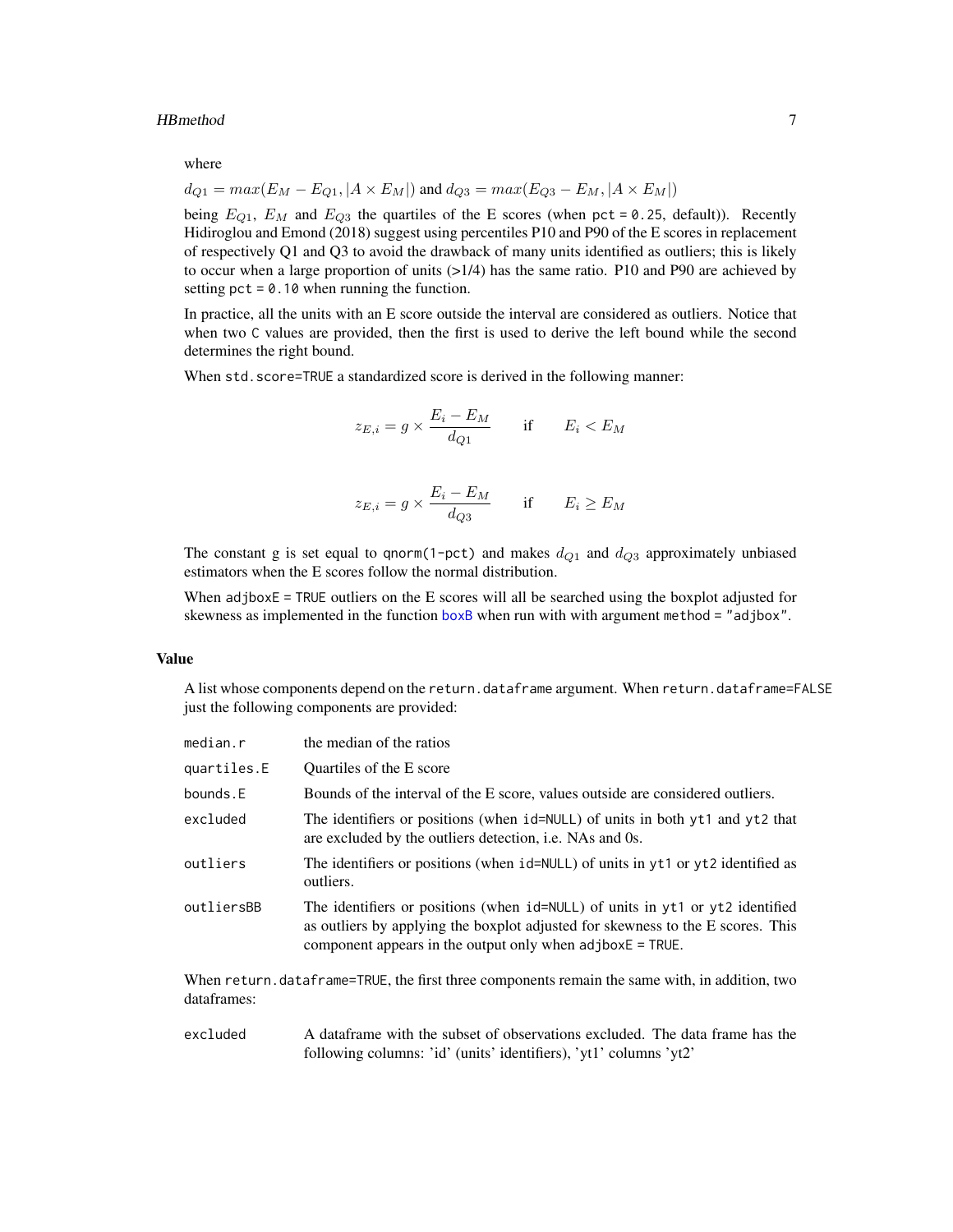where

$d_{Q1} = max(E_M - E_{Q1}, |A \times E_M|)$ and $d_{Q3} = max(E_{Q3} - E_M, |A \times E_M|)$

being $E_{Q1}$, $E_M$ and $E_{Q3}$ the quartiles of the E scores (when `pct = 0.25`, default)). Recently Hidiroglou and Emond (2018) suggest using percentiles P10 and P90 of the E scores in replacement of respectively Q1 and Q3 to avoid the drawback of many units identified as outliers; this is likely to occur when a large proportion of units (>1/4) has the same ratio. P10 and P90 are achieved by setting `pct = 0.10` when running the function.

In practice, all the units with an E score outside the interval are considered as outliers. Notice that when two `C` values are provided, then the first is used to derive the left bound while the second determines the right bound.

When `std.score=TRUE` a standardized score is derived in the following manner:

$$z_{E,i} = g \times \frac{E_i - E_M}{d_{Q1}} \qquad \text{if} \qquad E_i < E_M$$

$$z_{E,i} = g \times \frac{E_i - E_M}{d_{Q3}} \qquad \text{if} \qquad E_i \geq E_M$$

The constant g is set equal to `qnorm(1-pct)` and makes $d_{Q1}$ and $d_{Q3}$ approximately unbiased estimators when the E scores follow the normal distribution.

When `adjboxE = TRUE` outliers on the E scores will all be searched using the boxplot adjusted for skewness as implemented in the function `boxB` when run with with argument `method = "adjbox"`.

## Value

A list whose components depend on the `return.dataframe` argument. When `return.dataframe=FALSE` just the following components are provided:

| | |
|---|---|
| `median.r` | the median of the ratios |
| `quartiles.E` | Quartiles of the E score |
| `bounds.E` | Bounds of the interval of the E score, values outside are considered outliers. |
| `excluded` | The identifiers or positions (when `id=NULL`) of units in both `yt1` and `yt2` that are excluded by the outliers detection, i.e. NAs and 0s. |
| `outliers` | The identifiers or positions (when `id=NULL`) of units in `yt1` or `yt2` identified as outliers. |
| `outliersBB` | The identifiers or positions (when `id=NULL`) of units in `yt1` or `yt2` identified as outliers by applying the boxplot adjusted for skewness to the E scores. This component appears in the output only when `adjboxE = TRUE`. |

When `return.dataframe=TRUE`, the first three components remain the same with, in addition, two dataframes:

| | |
|---|---|
| `excluded` | A dataframe with the subset of observations excluded. The data frame has the following columns: 'id' (units' identifiers), 'yt1' columns 'yt2' |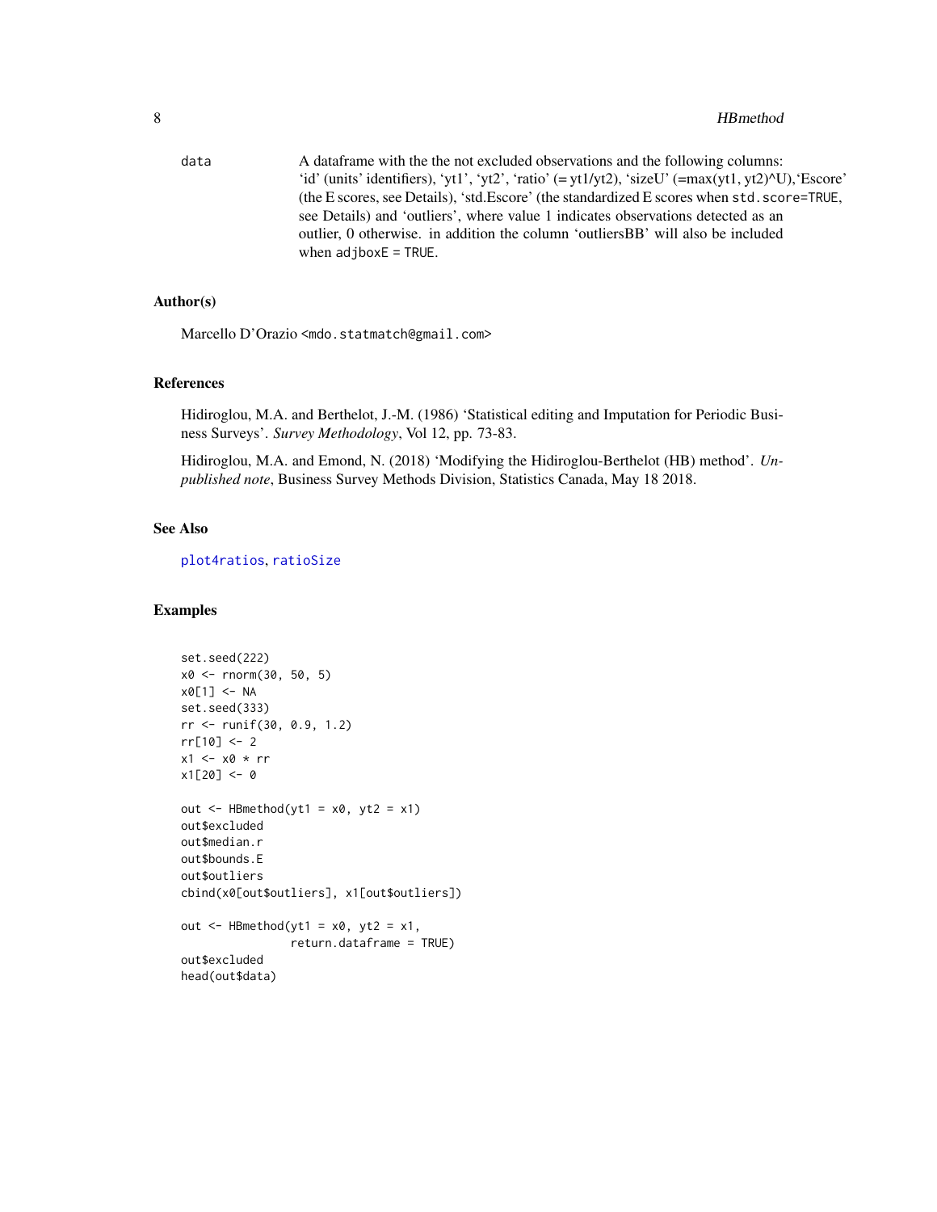data	A dataframe with the the not excluded observations and the following columns: 'id' (units' identifiers), 'yt1', 'yt2', 'ratio' (= yt1/yt2), 'sizeU' (=max(yt1, yt2)^U),'Escore' (the E scores, see Details), 'std.Escore' (the standardized E scores when `std.score=TRUE`, see Details) and 'outliers', where value 1 indicates observations detected as an outlier, 0 otherwise. in addition the column 'outliersBB' will also be included when `adjboxE = TRUE`.

### Author(s)

Marcello D'Orazio <mdo.statmatch@gmail.com>

### References

Hidiroglou, M.A. and Berthelot, J.-M. (1986) 'Statistical editing and Imputation for Periodic Business Surveys'. *Survey Methodology*, Vol 12, pp. 73-83.

Hidiroglou, M.A. and Emond, N. (2018) 'Modifying the Hidiroglou-Berthelot (HB) method'. *Unpublished note*, Business Survey Methods Division, Statistics Canada, May 18 2018.

### See Also

plot4ratios, ratioSize

### Examples

```
set.seed(222)
x0 <- rnorm(30, 50, 5)
x0[1] <- NA
set.seed(333)
rr <- runif(30, 0.9, 1.2)
rr[10] <- 2
x1 <- x0 * rr
x1[20] <- 0

out <- HBmethod(yt1 = x0, yt2 = x1)
out$excluded
out$median.r
out$bounds.E
out$outliers
cbind(x0[out$outliers], x1[out$outliers])

out <- HBmethod(yt1 = x0, yt2 = x1,
                return.dataframe = TRUE)
out$excluded
head(out$data)
```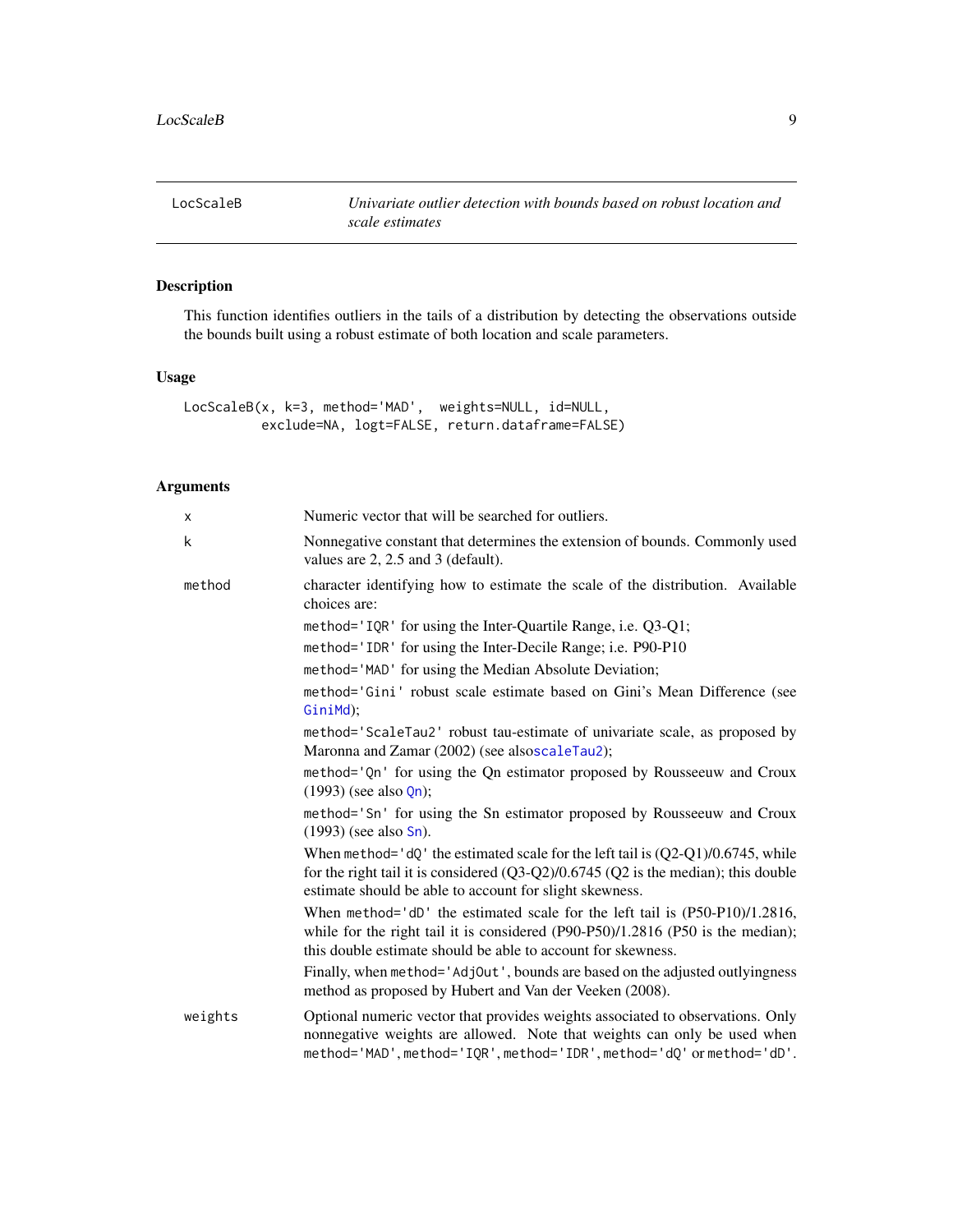## LocScaleB — *Univariate outlier detection with bounds based on robust location and scale estimates*

### Description

This function identifies outliers in the tails of a distribution by detecting the observations outside the bounds built using a robust estimate of both location and scale parameters.

### Usage

```
LocScaleB(x, k=3, method='MAD',  weights=NULL, id=NULL,
          exclude=NA, logt=FALSE, return.dataframe=FALSE)
```

### Arguments

- `x` — Numeric vector that will be searched for outliers.
- `k` — Nonnegative constant that determines the extension of bounds. Commonly used values are 2, 2.5 and 3 (default).
- `method` — character identifying how to estimate the scale of the distribution. Available choices are:

  `method='IQR'` for using the Inter-Quartile Range, i.e. Q3-Q1;

  `method='IDR'` for using the Inter-Decile Range; i.e. P90-P10

  `method='MAD'` for using the Median Absolute Deviation;

  `method='Gini'` robust scale estimate based on Gini's Mean Difference (see `GiniMd`);

  `method='ScaleTau2'` robust tau-estimate of univariate scale, as proposed by Maronna and Zamar (2002) (see also`scaleTau2`);

  `method='Qn'` for using the Qn estimator proposed by Rousseeuw and Croux (1993) (see also `Qn`);

  `method='Sn'` for using the Sn estimator proposed by Rousseeuw and Croux (1993) (see also `Sn`).

  When `method='dQ'` the estimated scale for the left tail is (Q2-Q1)/0.6745, while for the right tail it is considered (Q3-Q2)/0.6745 (Q2 is the median); this double estimate should be able to account for slight skewness.

  When `method='dD'` the estimated scale for the left tail is (P50-P10)/1.2816, while for the right tail it is considered (P90-P50)/1.2816 (P50 is the median); this double estimate should be able to account for skewness.

  Finally, when `method='AdjOut'`, bounds are based on the adjusted outlyingness method as proposed by Hubert and Van der Veeken (2008).
- `weights` — Optional numeric vector that provides weights associated to observations. Only nonnegative weights are allowed. Note that weights can only be used when `method='MAD'`, `method='IQR'`, `method='IDR'`, `method='dQ'` or `method='dD'`.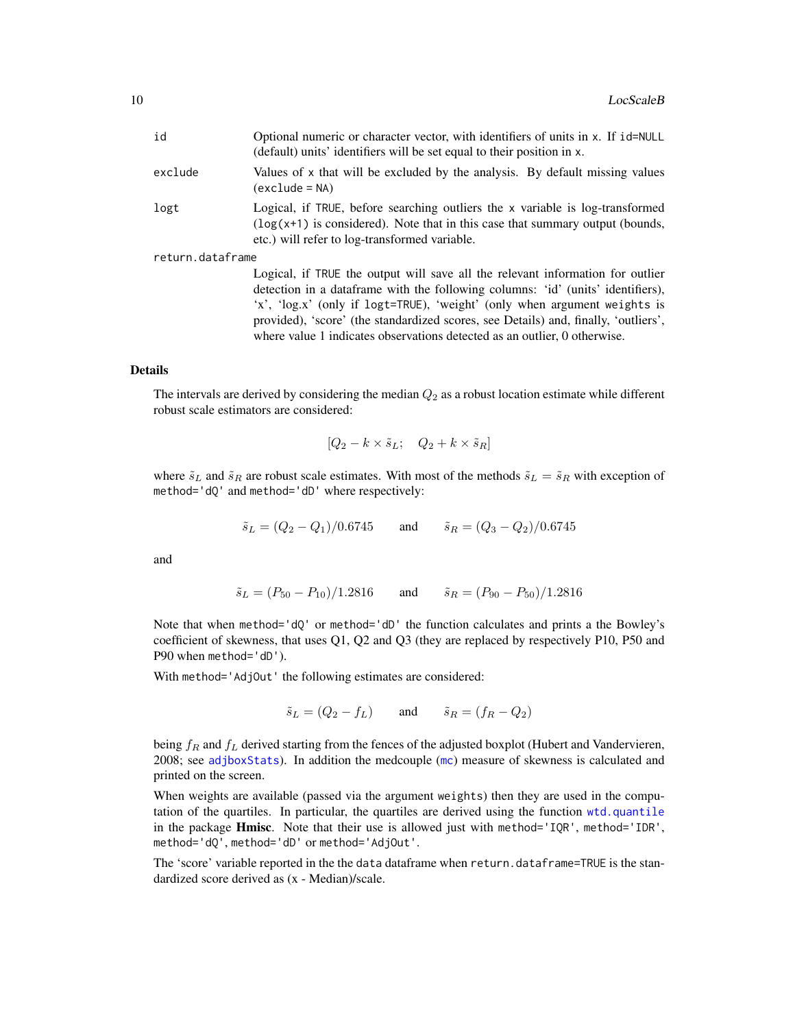| | |
|---|---|
| `id` | Optional numeric or character vector, with identifiers of units in `x`. If `id=NULL` (default) units' identifiers will be set equal to their position in `x`. |
| `exclude` | Values of `x` that will be excluded by the analysis. By default missing values (`exclude = NA`) |
| `logt` | Logical, if `TRUE`, before searching outliers the `x` variable is log-transformed (`log(x+1)` is considered). Note that in this case that summary output (bounds, etc.) will refer to log-transformed variable. |
| `return.dataframe` | Logical, if `TRUE` the output will save all the relevant information for outlier detection in a dataframe with the following columns: 'id' (units' identifiers), 'x', 'log.x' (only if `logt=TRUE`), 'weight' (only when argument `weights` is provided), 'score' (the standardized scores, see Details) and, finally, 'outliers', where value 1 indicates observations detected as an outlier, 0 otherwise. |

## Details

The intervals are derived by considering the median $Q_2$ as a robust location estimate while different robust scale estimators are considered:

$$[Q_2 - k \times \tilde{s}_L; \quad Q_2 + k \times \tilde{s}_R]$$

where $\tilde{s}_L$ and $\tilde{s}_R$ are robust scale estimates. With most of the methods $\tilde{s}_L = \tilde{s}_R$ with exception of `method='dQ'` and `method='dD'` where respectively:

$$\tilde{s}_L = (Q_2 - Q_1)/0.6745 \qquad \text{and} \qquad \tilde{s}_R = (Q_3 - Q_2)/0.6745$$

and

$$\tilde{s}_L = (P_{50} - P_{10})/1.2816 \qquad \text{and} \qquad \tilde{s}_R = (P_{90} - P_{50})/1.2816$$

Note that when `method='dQ'` or `method='dD'` the function calculates and prints a the Bowley's coefficient of skewness, that uses Q1, Q2 and Q3 (they are replaced by respectively P10, P50 and P90 when `method='dD'`).

With `method='AdjOut'` the following estimates are considered:

$$\tilde{s}_L = (Q_2 - f_L) \qquad \text{and} \qquad \tilde{s}_R = (f_R - Q_2)$$

being $f_R$ and $f_L$ derived starting from the fences of the adjusted boxplot (Hubert and Vandervieren, 2008; see `adjboxStats`). In addition the medcouple (`mc`) measure of skewness is calculated and printed on the screen.

When weights are available (passed via the argument `weights`) then they are used in the computation of the quartiles. In particular, the quartiles are derived using the function `wtd.quantile` in the package **Hmisc**. Note that their use is allowed just with `method='IQR'`, `method='IDR'`, `method='dQ'`, `method='dD'` or `method='AdjOut'`.

The 'score' variable reported in the the `data` dataframe when `return.dataframe=TRUE` is the standardized score derived as (x - Median)/scale.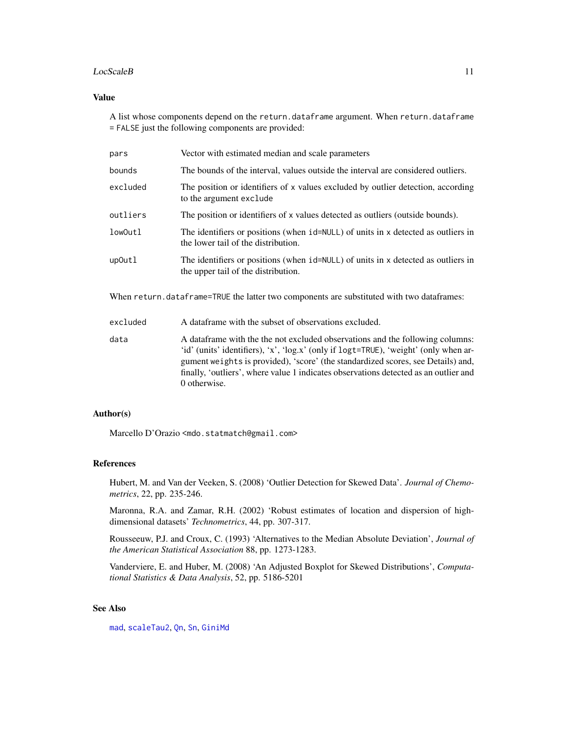## Value

A list whose components depend on the `return.dataframe` argument. When `return.dataframe = FALSE` just the following components are provided:

- `pars` — Vector with estimated median and scale parameters
- `bounds` — The bounds of the interval, values outside the interval are considered outliers.
- `excluded` — The position or identifiers of `x` values excluded by outlier detection, according to the argument `exclude`
- `outliers` — The position or identifiers of `x` values detected as outliers (outside bounds).
- `lowOutl` — The identifiers or positions (when `id=NULL`) of units in `x` detected as outliers in the lower tail of the distribution.
- `upOutl` — The identifiers or positions (when `id=NULL`) of units in `x` detected as outliers in the upper tail of the distribution.

When `return.dataframe=TRUE` the latter two components are substituted with two dataframes:

- `excluded` — A dataframe with the subset of observations excluded.
- `data` — A dataframe with the the not excluded observations and the following columns: 'id' (units' identifiers), 'x', 'log.x' (only if `logt=TRUE`), 'weight' (only when argument `weights` is provided), 'score' (the standardized scores, see Details) and, finally, 'outliers', where value 1 indicates observations detected as an outlier and 0 otherwise.

## Author(s)

Marcello D'Orazio <mdo.statmatch@gmail.com>

## References

Hubert, M. and Van der Veeken, S. (2008) 'Outlier Detection for Skewed Data'. *Journal of Chemometrics*, 22, pp. 235-246.

Maronna, R.A. and Zamar, R.H. (2002) 'Robust estimates of location and dispersion of high-dimensional datasets' *Technometrics*, 44, pp. 307-317.

Rousseeuw, P.J. and Croux, C. (1993) 'Alternatives to the Median Absolute Deviation', *Journal of the American Statistical Association* 88, pp. 1273-1283.

Vanderviere, E. and Huber, M. (2008) 'An Adjusted Boxplot for Skewed Distributions', *Computational Statistics & Data Analysis*, 52, pp. 5186-5201

## See Also

`mad`, `scaleTau2`, `Qn`, `Sn`, `GiniMd`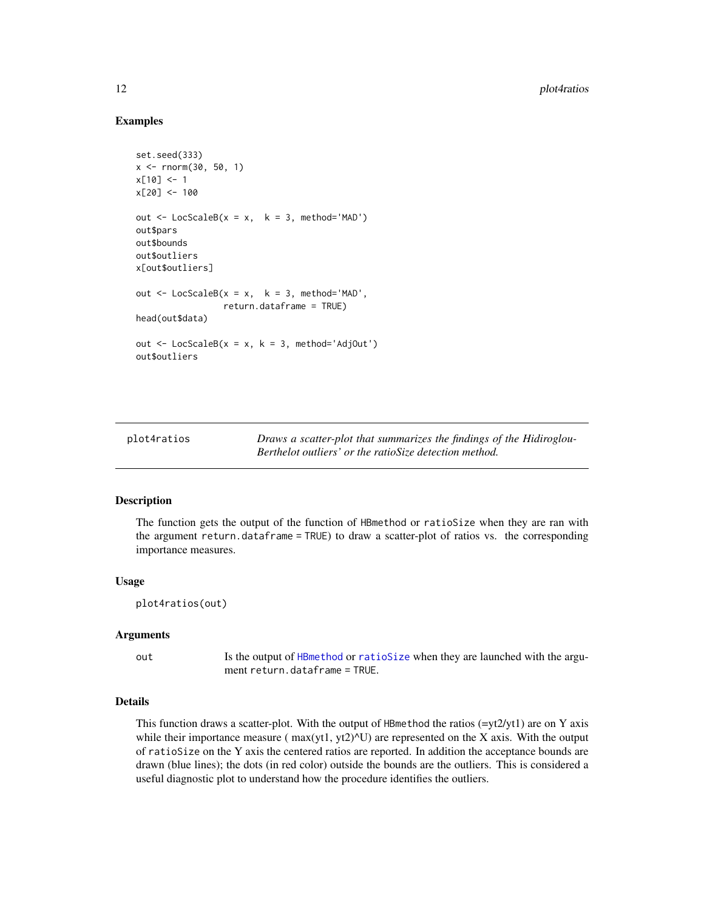### Examples

```
set.seed(333)
x <- rnorm(30, 50, 1)
x[10] <- 1
x[20] <- 100

out <- LocScaleB(x = x,  k = 3, method='MAD')
out$pars
out$bounds
out$outliers
x[out$outliers]

out <- LocScaleB(x = x,  k = 3, method='MAD',
                 return.dataframe = TRUE)
head(out$data)

out <- LocScaleB(x = x, k = 3, method='AdjOut')
out$outliers
```

---

## plot4ratios

*Draws a scatter-plot that summarizes the findings of the Hidiroglou-Berthelot outliers' or the ratioSize detection method.*

---

### Description

The function gets the output of the function of `HBmethod` or `ratioSize` when they are ran with the argument `return.dataframe = TRUE`) to draw a scatter-plot of ratios vs. the corresponding importance measures.

### Usage

```
plot4ratios(out)
```

### Arguments

| | |
|---|---|
| `out` | Is the output of `HBmethod` or `ratioSize` when they are launched with the argument `return.dataframe = TRUE`. |

### Details

This function draws a scatter-plot. With the output of `HBmethod` the ratios (=yt2/yt1) are on Y axis while their importance measure ( max(yt1, yt2)^U) are represented on the X axis. With the output of `ratioSize` on the Y axis the centered ratios are reported. In addition the acceptance bounds are drawn (blue lines); the dots (in red color) outside the bounds are the outliers. This is considered a useful diagnostic plot to understand how the procedure identifies the outliers.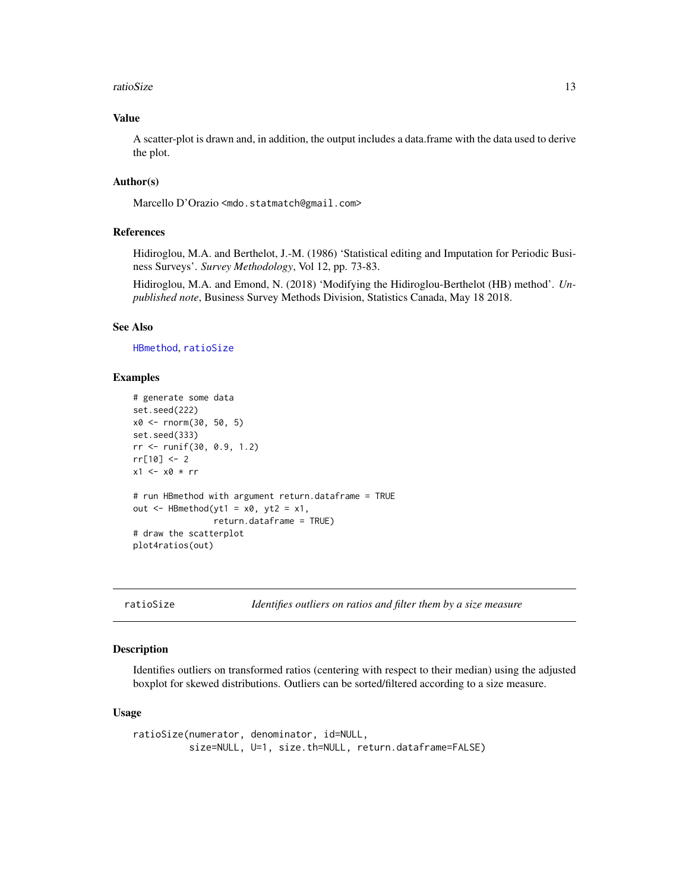### Value

A scatter-plot is drawn and, in addition, the output includes a data.frame with the data used to derive the plot.

### Author(s)

Marcello D'Orazio <mdo.statmatch@gmail.com>

### References

Hidiroglou, M.A. and Berthelot, J.-M. (1986) 'Statistical editing and Imputation for Periodic Business Surveys'. *Survey Methodology*, Vol 12, pp. 73-83.

Hidiroglou, M.A. and Emond, N. (2018) 'Modifying the Hidiroglou-Berthelot (HB) method'. *Unpublished note*, Business Survey Methods Division, Statistics Canada, May 18 2018.

### See Also

HBmethod, ratioSize

### Examples

```
# generate some data
set.seed(222)
x0 <- rnorm(30, 50, 5)
set.seed(333)
rr <- runif(30, 0.9, 1.2)
rr[10] <- 2
x1 <- x0 * rr

# run HBmethod with argument return.dataframe = TRUE
out <- HBmethod(yt1 = x0, yt2 = x1,
                return.dataframe = TRUE)
# draw the scatterplot
plot4ratios(out)
```

---

## ratioSize — *Identifies outliers on ratios and filter them by a size measure*

### Description

Identifies outliers on transformed ratios (centering with respect to their median) using the adjusted boxplot for skewed distributions. Outliers can be sorted/filtered according to a size measure.

### Usage

```
ratioSize(numerator, denominator, id=NULL,
          size=NULL, U=1, size.th=NULL, return.dataframe=FALSE)
```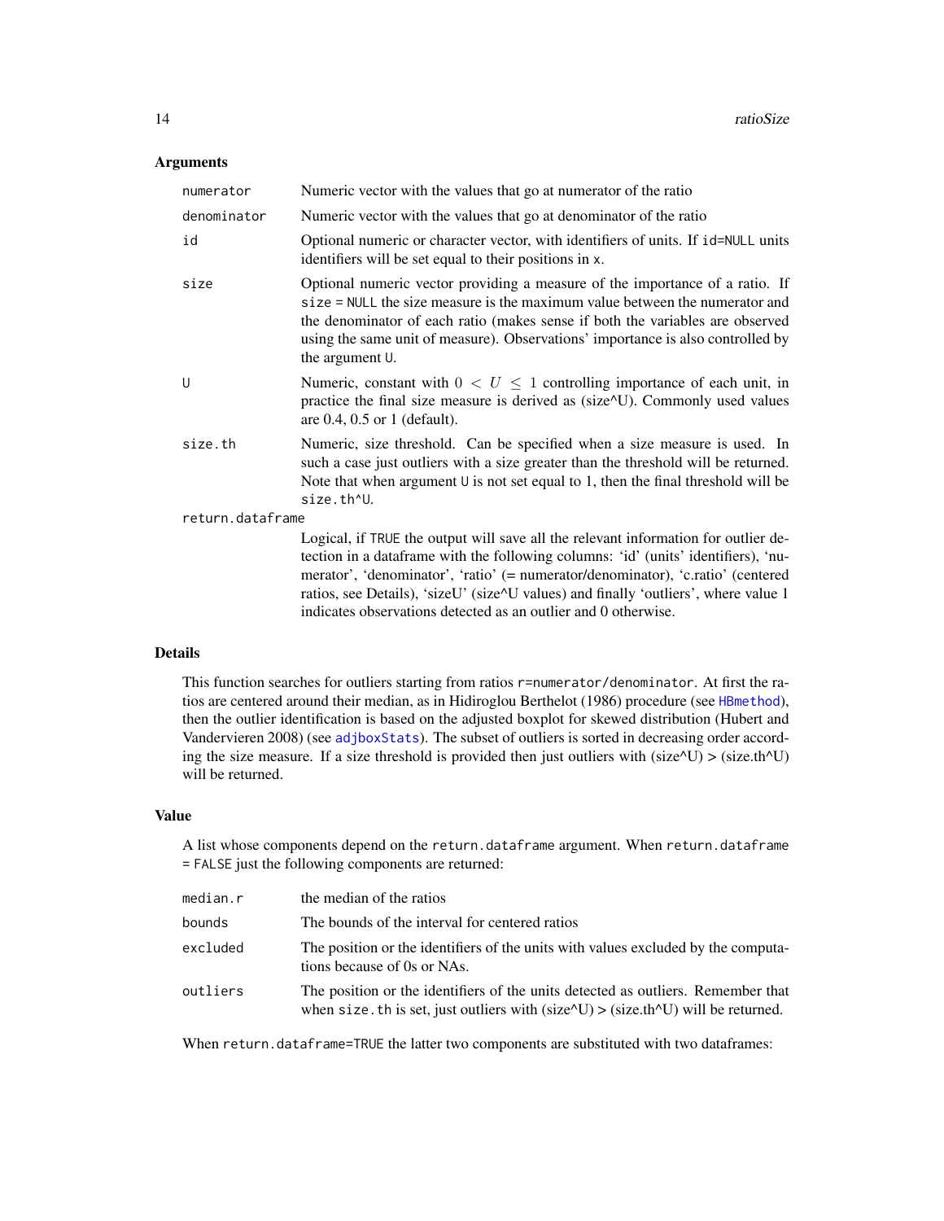## Arguments

| | |
|---|---|
| `numerator` | Numeric vector with the values that go at numerator of the ratio |
| `denominator` | Numeric vector with the values that go at denominator of the ratio |
| `id` | Optional numeric or character vector, with identifiers of units. If `id=NULL` units identifiers will be set equal to their positions in `x`. |
| `size` | Optional numeric vector providing a measure of the importance of a ratio. If `size = NULL` the size measure is the maximum value between the numerator and the denominator of each ratio (makes sense if both the variables are observed using the same unit of measure). Observations' importance is also controlled by the argument `U`. |
| `U` | Numeric, constant with $0 < U \leq 1$ controlling importance of each unit, in practice the final size measure is derived as (size^U). Commonly used values are 0.4, 0.5 or 1 (default). |
| `size.th` | Numeric, size threshold. Can be specified when a size measure is used. In such a case just outliers with a size greater than the threshold will be returned. Note that when argument `U` is not set equal to 1, then the final threshold will be `size.th^U`. |
| `return.dataframe` | Logical, if `TRUE` the output will save all the relevant information for outlier detection in a dataframe with the following columns: 'id' (units' identifiers), 'numerator', 'denominator', 'ratio' (= numerator/denominator), 'c.ratio' (centered ratios, see Details), 'sizeU' (size^U values) and finally 'outliers', where value 1 indicates observations detected as an outlier and 0 otherwise. |

## Details

This function searches for outliers starting from ratios `r=numerator/denominator`. At first the ratios are centered around their median, as in Hidiroglou Berthelot (1986) procedure (see `HBmethod`), then the outlier identification is based on the adjusted boxplot for skewed distribution (Hubert and Vandervieren 2008) (see `adjboxStats`). The subset of outliers is sorted in decreasing order according the size measure. If a size threshold is provided then just outliers with (size^U) > (size.th^U) will be returned.

## Value

A list whose components depend on the `return.dataframe` argument. When `return.dataframe = FALSE` just the following components are returned:

| | |
|---|---|
| `median.r` | the median of the ratios |
| `bounds` | The bounds of the interval for centered ratios |
| `excluded` | The position or the identifiers of the units with values excluded by the computations because of 0s or NAs. |
| `outliers` | The position or the identifiers of the units detected as outliers. Remember that when `size.th` is set, just outliers with (size^U) > (size.th^U) will be returned. |

When `return.dataframe=TRUE` the latter two components are substituted with two dataframes: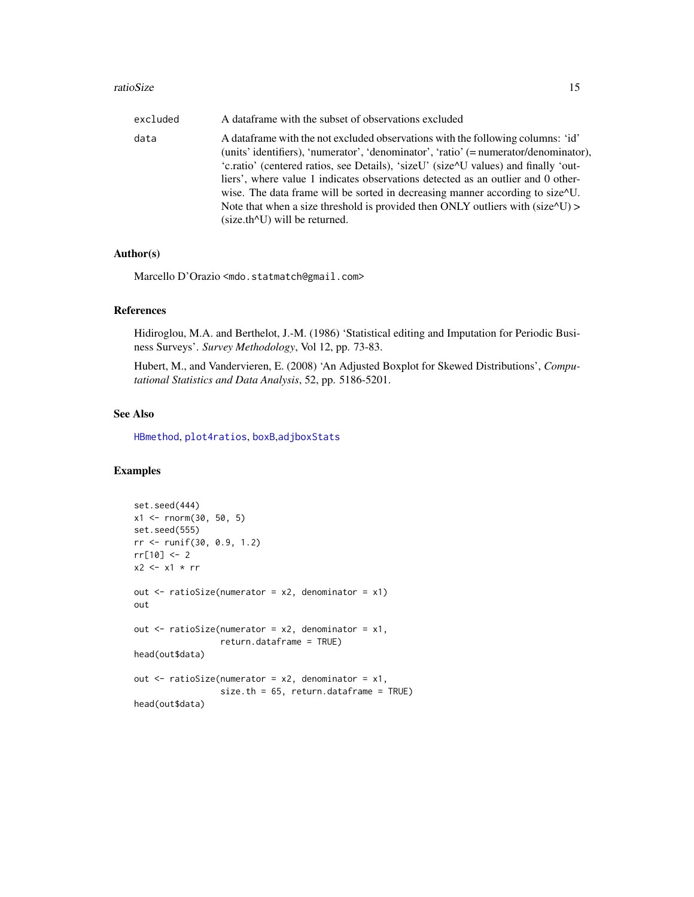excluded A dataframe with the subset of observations excluded

data A dataframe with the not excluded observations with the following columns: 'id' (units' identifiers), 'numerator', 'denominator', 'ratio' (= numerator/denominator), 'c.ratio' (centered ratios, see Details), 'sizeU' (size^U values) and finally 'outliers', where value 1 indicates observations detected as an outlier and 0 otherwise. The data frame will be sorted in decreasing manner according to size^U. Note that when a size threshold is provided then ONLY outliers with (size^U) > (size.th^U) will be returned.

## Author(s)

Marcello D'Orazio <mdo.statmatch@gmail.com>

## References

Hidiroglou, M.A. and Berthelot, J.-M. (1986) 'Statistical editing and Imputation for Periodic Business Surveys'. *Survey Methodology*, Vol 12, pp. 73-83.

Hubert, M., and Vandervieren, E. (2008) 'An Adjusted Boxplot for Skewed Distributions', *Computational Statistics and Data Analysis*, 52, pp. 5186-5201.

## See Also

HBmethod, plot4ratios, boxB, adjboxStats

## Examples

```
set.seed(444)
x1 <- rnorm(30, 50, 5)
set.seed(555)
rr <- runif(30, 0.9, 1.2)
rr[10] <- 2
x2 <- x1 * rr

out <- ratioSize(numerator = x2, denominator = x1)
out

out <- ratioSize(numerator = x2, denominator = x1,
                 return.dataframe = TRUE)
head(out$data)

out <- ratioSize(numerator = x2, denominator = x1,
                 size.th = 65, return.dataframe = TRUE)
head(out$data)
```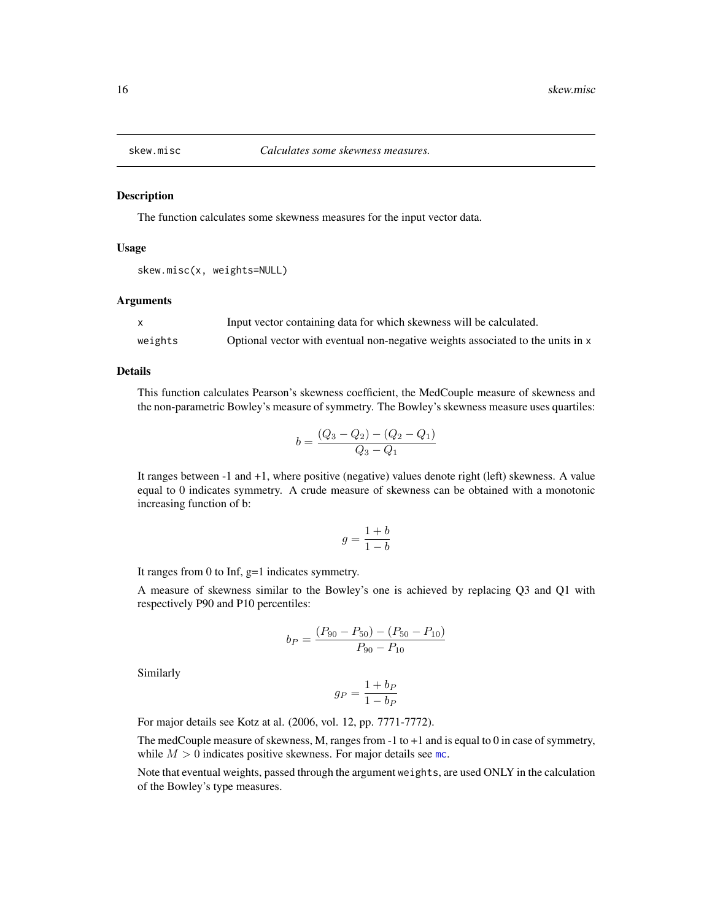## skew.misc *Calculates some skewness measures.*

### Description

The function calculates some skewness measures for the input vector data.

### Usage

```
skew.misc(x, weights=NULL)
```

### Arguments

| | |
|---|---|
| x | Input vector containing data for which skewness will be calculated. |
| weights | Optional vector with eventual non-negative weights associated to the units in x |

### Details

This function calculates Pearson's skewness coefficient, the MedCouple measure of skewness and the non-parametric Bowley's measure of symmetry. The Bowley's skewness measure uses quartiles:

$$b = \frac{(Q_3 - Q_2) - (Q_2 - Q_1)}{Q_3 - Q_1}$$

It ranges between -1 and +1, where positive (negative) values denote right (left) skewness. A value equal to 0 indicates symmetry. A crude measure of skewness can be obtained with a monotonic increasing function of b:

$$g = \frac{1 + b}{1 - b}$$

It ranges from 0 to Inf, g=1 indicates symmetry.

A measure of skewness similar to the Bowley's one is achieved by replacing Q3 and Q1 with respectively P90 and P10 percentiles:

$$b_P = \frac{(P_{90} - P_{50}) - (P_{50} - P_{10})}{P_{90} - P_{10}}$$

Similarly

$$g_P = \frac{1 + b_P}{1 - b_P}$$

For major details see Kotz at al. (2006, vol. 12, pp. 7771-7772).

The medCouple measure of skewness, M, ranges from -1 to +1 and is equal to 0 in case of symmetry, while $M > 0$ indicates positive skewness. For major details see mc.

Note that eventual weights, passed through the argument weights, are used ONLY in the calculation of the Bowley's type measures.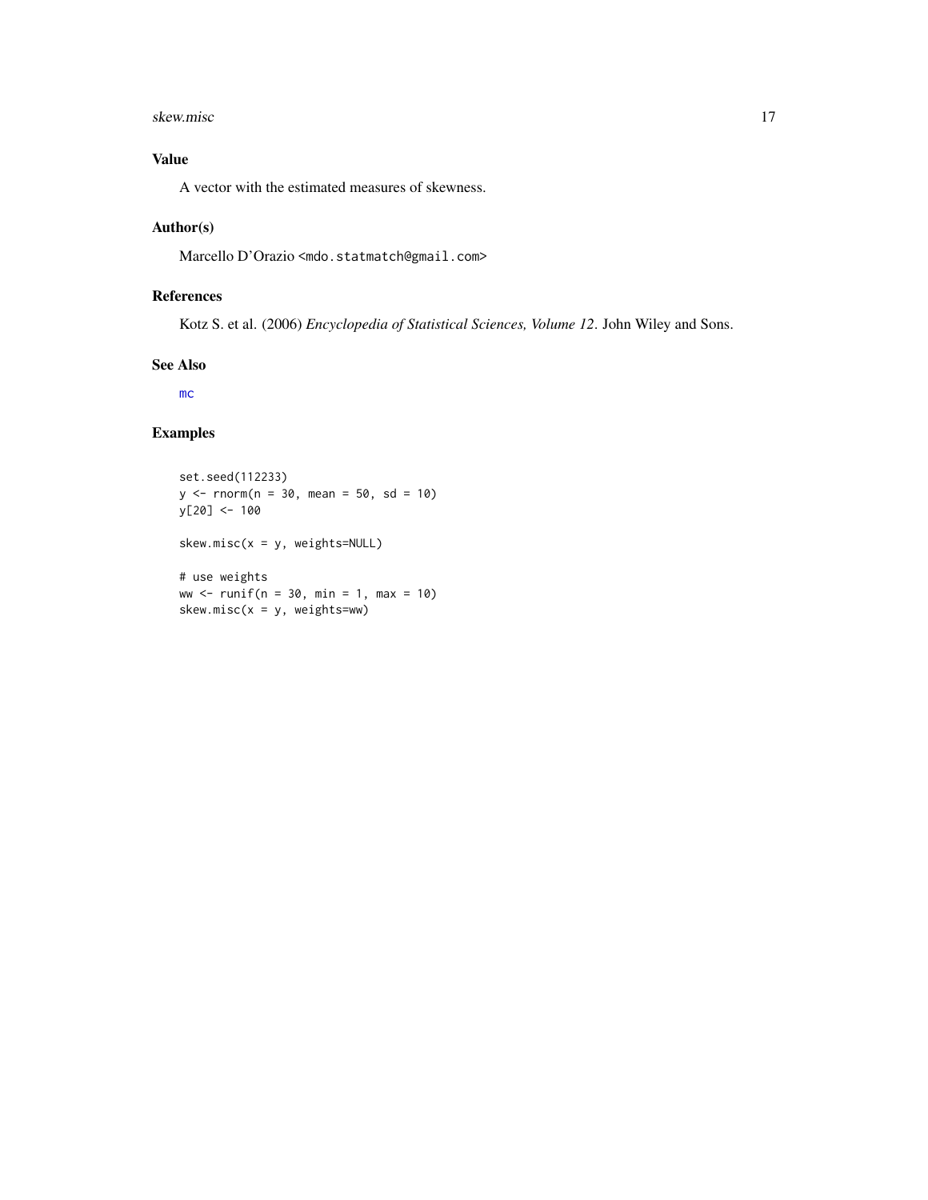## Value

A vector with the estimated measures of skewness.

## Author(s)

Marcello D'Orazio <mdo.statmatch@gmail.com>

## References

Kotz S. et al. (2006) *Encyclopedia of Statistical Sciences, Volume 12*. John Wiley and Sons.

## See Also

mc

## Examples

```
set.seed(112233)
y <- rnorm(n = 30, mean = 50, sd = 10)
y[20] <- 100

skew.misc(x = y, weights=NULL)

# use weights
ww <- runif(n = 30, min = 1, max = 10)
skew.misc(x = y, weights=ww)
```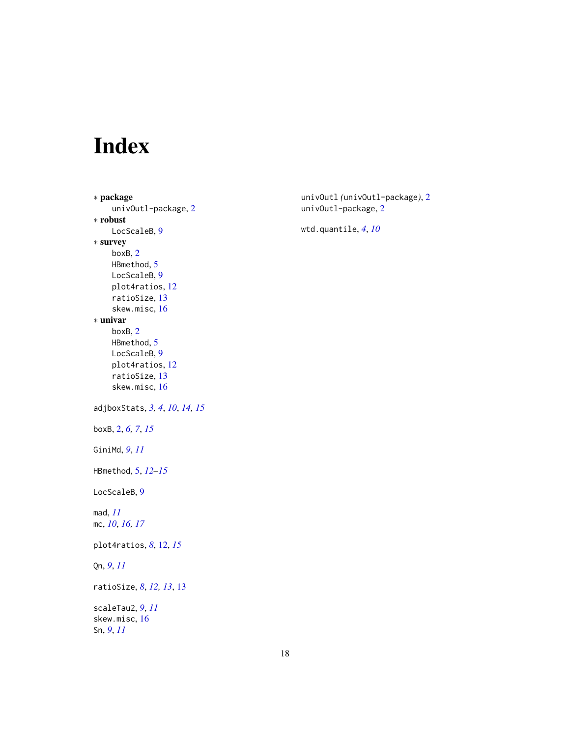# Index

* **package**
  - univOutl-package, 2
* **robust**
  - LocScaleB, 9
* **survey**
  - boxB, 2
  - HBmethod, 5
  - LocScaleB, 9
  - plot4ratios, 12
  - ratioSize, 13
  - skew.misc, 16
* **univar**
  - boxB, 2
  - HBmethod, 5
  - LocScaleB, 9
  - plot4ratios, 12
  - ratioSize, 13
  - skew.misc, 16

adjboxStats, *3, 4*, *10*, *14, 15*

boxB, 2, *6, 7*, *15*

GiniMd, *9*, *11*

HBmethod, 5, *12–15*

LocScaleB, 9

mad, *11*
mc, *10*, *16, 17*

plot4ratios, *8*, 12, *15*

Qn, *9*, *11*

ratioSize, *8*, *12, 13*, 13

scaleTau2, *9*, *11*
skew.misc, 16
Sn, *9*, *11*

univOutl *(*univOutl-package*)*, 2
univOutl-package, 2

wtd.quantile, *4*, *10*